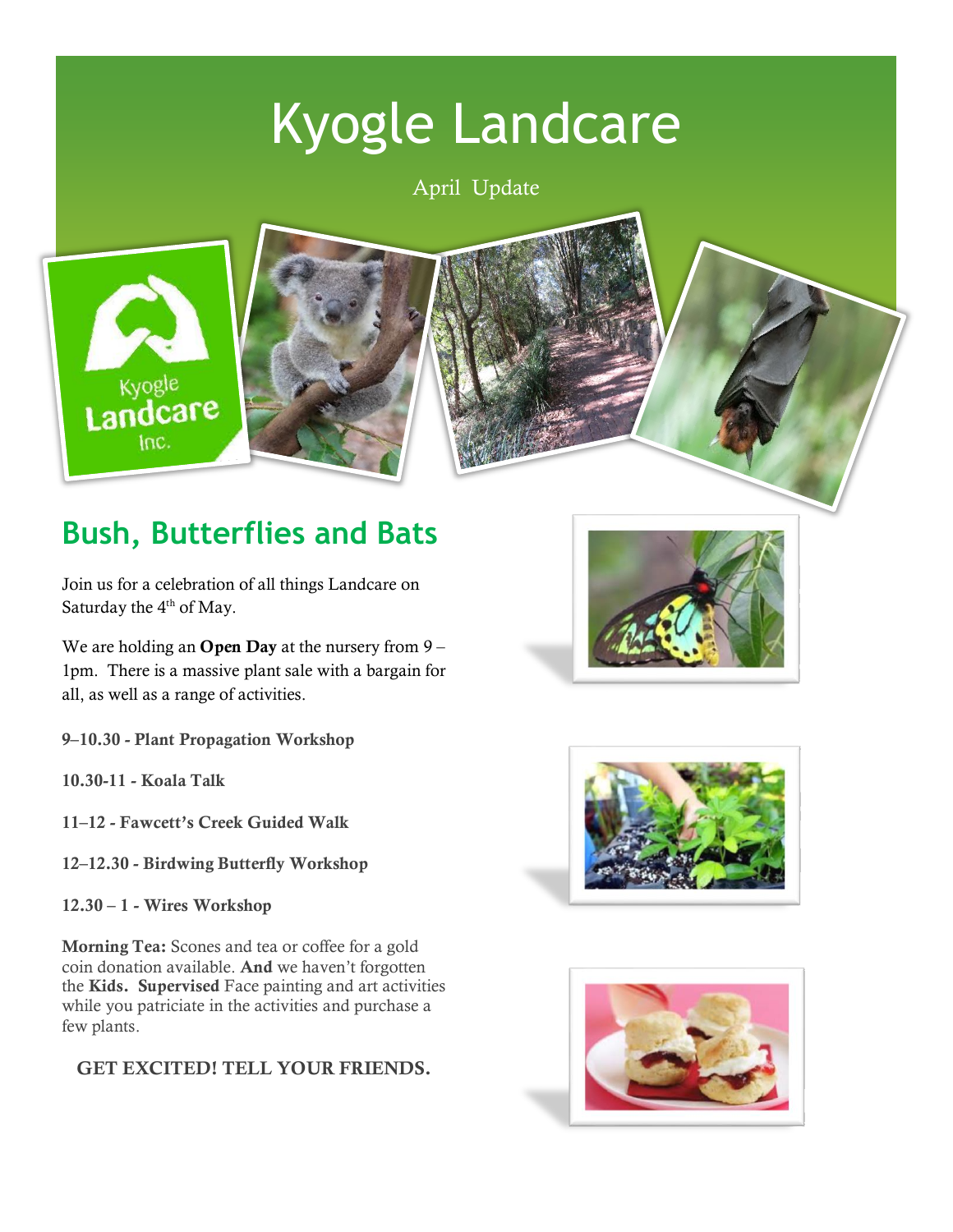# Kyogle Landcare

April Update

## Bush, Butterflies and Bats

Join us for a celebration of all things Landcare on Saturday the 4th of May.

We are holding an **Open Day** at the nursery from 9 – 1pm. There is a massive plant sale with a bargain for all, as well as a range of activities.

**9–10.30 - Plant Propagation Workshop**

**10.30-11 - Koala Talk**

**11–12 - Fawcett's Creek Guided Walk**

**12–12.30 - Birdwing Butterfly Workshop**

**12.30 – 1 - Wires Workshop**

**Morning Tea:** Scones and tea or coffee for a gold coin donation available. **And** we haven't forgotten the **Kids. Supervised** Face painting and art activities while you patriciate in the activities and purchase a few plants.

**GET EXCITED! TELL YOUR FRIENDS.**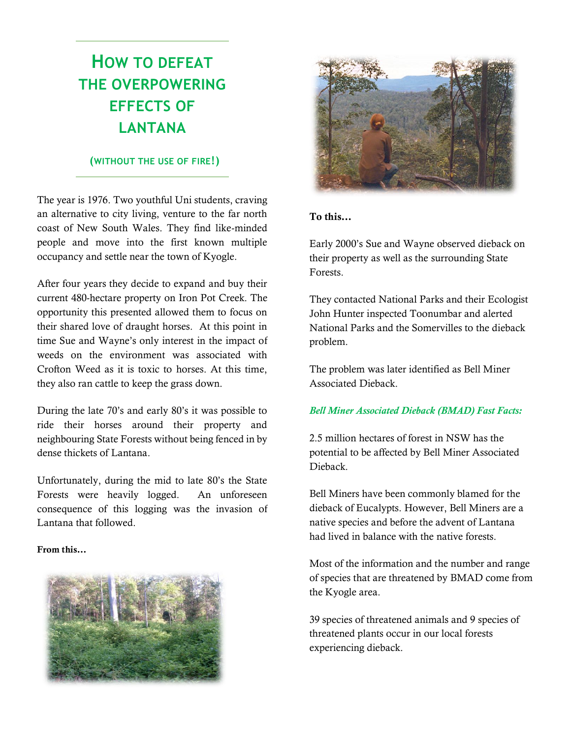# HOW TO DEFEAT THE OVERPOWERING EFFECTS OF LANTANA

## (WITHOUT THE USE OF FIRE!)

The year is 1976. Two youthful Uni students, craving an alternative to city living, venture to the far north coast of New South Wales. They find like-minded people and move into the first known multiple occupancy and settle near the town of Kyogle.

After four years they decide to expand and buy their current 480-hectare property on Iron Pot Creek. The opportunity this presented allowed them to focus on their shared love of draught horses. At this point in time Sue and Wayne's only interest in the impact of weeds on the environment was associated with Crofton Weed as it is toxic to horses. At this time, they also ran cattle to keep the grass down.

During the late 70's and early 80's it was possible to ride their horses around their property and neighbouring State Forests without being fenced in by dense thickets of Lantana.

Unfortunately, during the mid to late 80's the State Forests were heavily logged. An unforeseen consequence of this logging was the invasion of Lantana that followed.

**From this…**

**To this…**

Early 2000's Sue and Wayne observed dieback on their property as well as the surrounding State Forests.

They contacted National Parks and their Ecologist John Hunter inspected Toonumbar and alerted National Parks and the Somervilles to the dieback problem.

The problem was later identified as Bell Miner Associated Dieback.

*Bell Miner Associated Dieback (BMAD) Fast Facts:*

2.5 million hectares of forest in NSW has the potential to be affected by Bell Miner Associated Dieback.

Bell Miners have been commonly blamed for the dieback of Eucalypts. However, Bell Miners are a native species and before the advent of Lantana had lived in balance with the native forests.

Most of the information and the number and range of species that are threatened by BMAD come from the Kyogle area.

39 species of threatened animals and 9 species of threatened plants occur in our local forests experiencing dieback.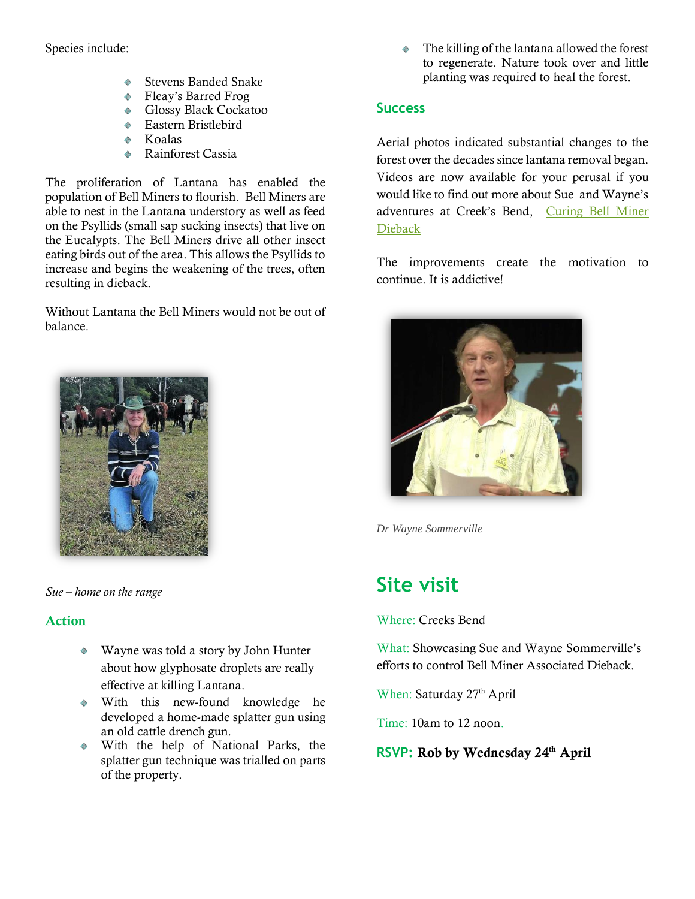Species include:

- Stevens Banded Snake
- Fleay's Barred Frog
- Glossy Black Cockatoo
- Eastern Bristlebird
- Koalas
- Rainforest Cassia

The proliferation of Lantana has enabled the population of Bell Miners to flourish. Bell Miners are able to nest in the Lantana understory as well as feed on the Psyllids (small sap sucking insects) that live on the Eucalypts. The Bell Miners drive all other insect eating birds out of the area. This allows the Psyllids to increase and begins the weakening of the trees, often resulting in dieback.

Without Lantana the Bell Miners would not be out of balance.

*Sue – home on the range*

## Action

- Wayne was told a story by John Hunter about how glyphosate droplets are really effective at killing Lantana.
- With this new-found knowledge he developed a home-made splatter gun using an old cattle drench gun.
- With the help of National Parks, the splatter gun technique was trialled on parts of the property.
- The killing of the lantana allowed the forest to regenerate. Nature took over and little planting was required to heal the forest.

## Success

Aerial photos indicated substantial changes to the forest over the decades since lantana removal began. Videos are now available for your perusal if you would like to find out more about Sue and Wayne's adventures at Creek's Bend, Curing Bell Miner Dieback

The improvements create the motivation to continue. It is addictive!

*Dr Wayne Sommerville*

# Site visit

Where: Creeks Bend

What: Showcasing Sue and Wayne Sommerville's efforts to control Bell Miner Associated Dieback.

When: Saturday 27th April

Time: 10am to 12 noon.

**RSVP: Rob by Wednesday 24th April**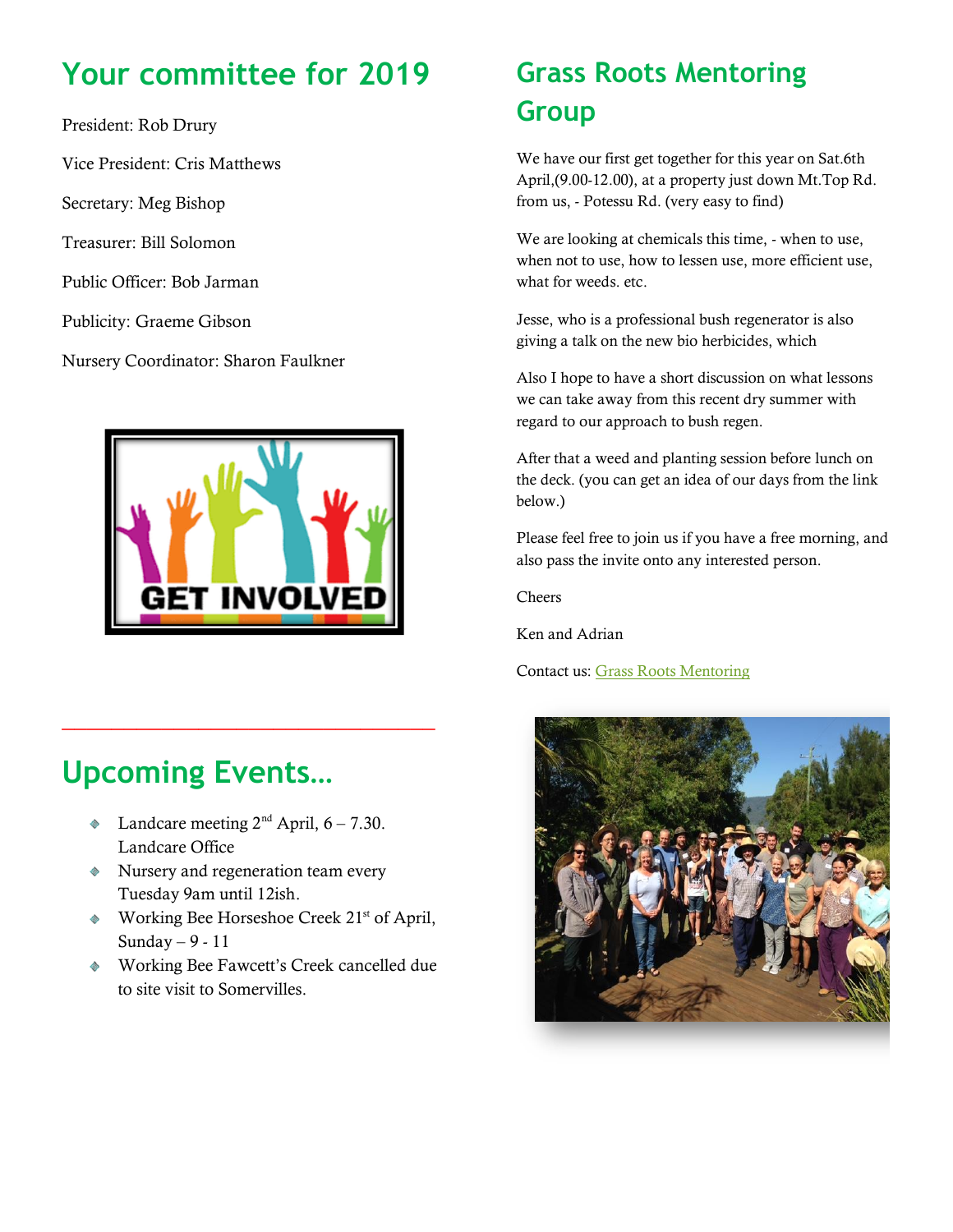# Your committee for 2019

President: Rob Drury

Vice President: Cris Matthews

Secretary: Meg Bishop

Treasurer: Bill Solomon

Public Officer: Bob Jarman

Publicity: Graeme Gibson

Nursery Coordinator: Sharon Faulkner

# Upcoming Events…

- Landcare meeting 2nd April, 6 – 7.30. Landcare Office
- Nursery and regeneration team every Tuesday 9am until 12ish.
- Working Bee Horseshoe Creek 21st of April, Sunday – 9 - 11
- Working Bee Fawcett's Creek cancelled due to site visit to Somervilles.

# Grass Roots Mentoring Group

We have our first get together for this year on Sat.6th April,(9.00-12.00), at a property just down Mt.Top Rd. from us, - Potessu Rd. (very easy to find)

We are looking at chemicals this time, - when to use, when not to use, how to lessen use, more efficient use, what for weeds. etc.

Jesse, who is a professional bush regenerator is also giving a talk on the new bio herbicides, which

Also I hope to have a short discussion on what lessons we can take away from this recent dry summer with regard to our approach to bush regen.

After that a weed and planting session before lunch on the deck. (you can get an idea of our days from the link below.)

Please feel free to join us if you have a free morning, and also pass the invite onto any interested person.

Cheers

Ken and Adrian

Contact us: Grass Roots Mentoring